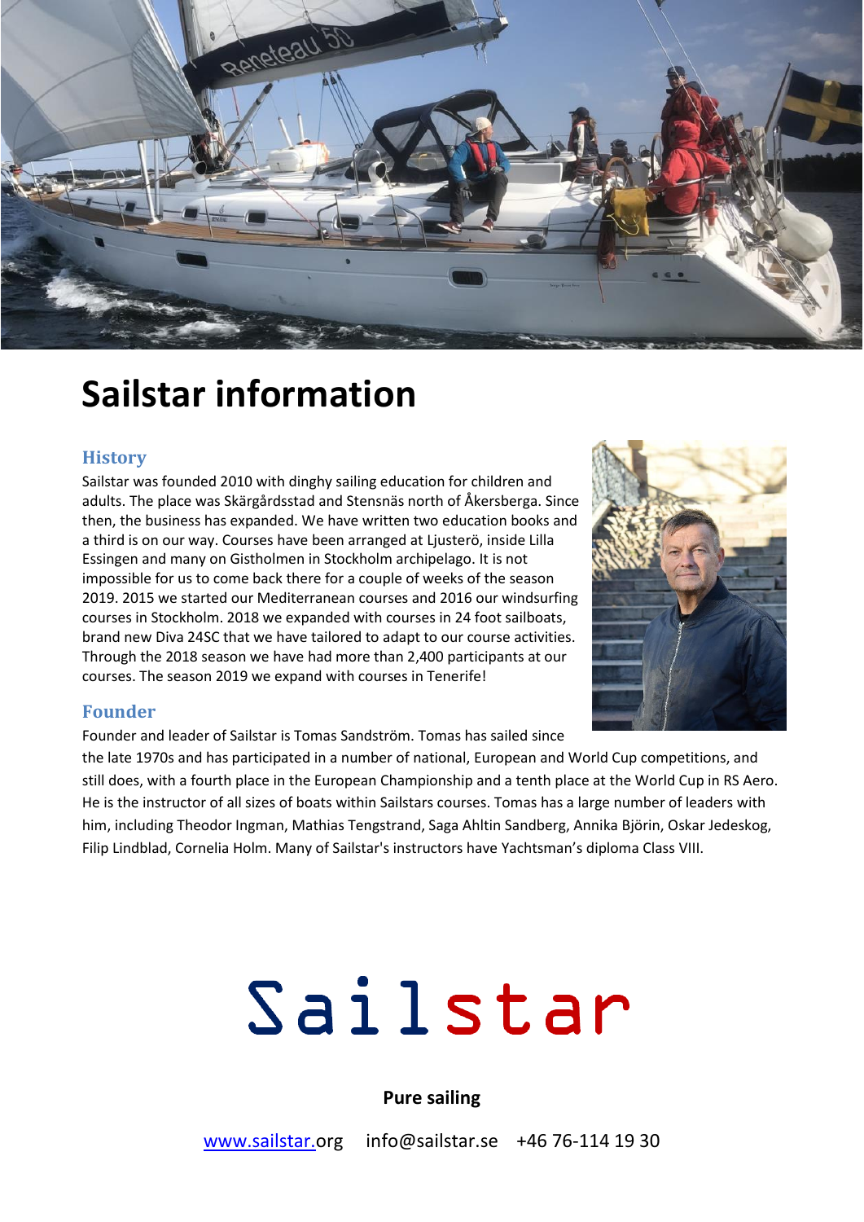# Sailstar information

## History

Sailstar was founded 2010 with dinghy sailing education for children and adults. The place was Skärgårdsstad and Stensnäs north of Åkersberga. Since then, the business has expanded. We have written two education books and a third is on our way. Courses have been arranged at Ljusterö, inside Lilla Essingen and many on Gistholmen in Stockholm archipelago. It is not impossible for us to come back there for a couple of weeks of the season 2019. 2015 we started our Mediterranean courses and 2016 our windsurfing courses in Stockholm. 2018 we expanded with courses in 24 foot sailboats, brand new Diva 24SC that we have tailored to adapt to our course activities. Through the 2018 season we have had more than 2,400 participants at our courses. The season 2019 we expand with courses in Tenerife!

## Founder

Founder and leader of Sailstar is Tomas Sandström. Tomas has sailed since the late 1970s and has participated in a number of national, European and World Cup competitions, and still does, with a fourth place in the European Championship and a tenth place at the World Cup in RS Aero. He is the instructor of all sizes of boats within Sailstars courses. Tomas has a large number of leaders with him, including Theodor Ingman, Mathias Tengstrand, Saga Ahltin Sandberg, Annika Björin, Oskar Jedeskog, Filip Lindblad, Cornelia Holm. Many of Sailstar's instructors have Yachtsman's diploma Class VIII.

Sailstar

**Pure sailing**

www.sailstar.org info@sailstar.se +46 76-114 19 30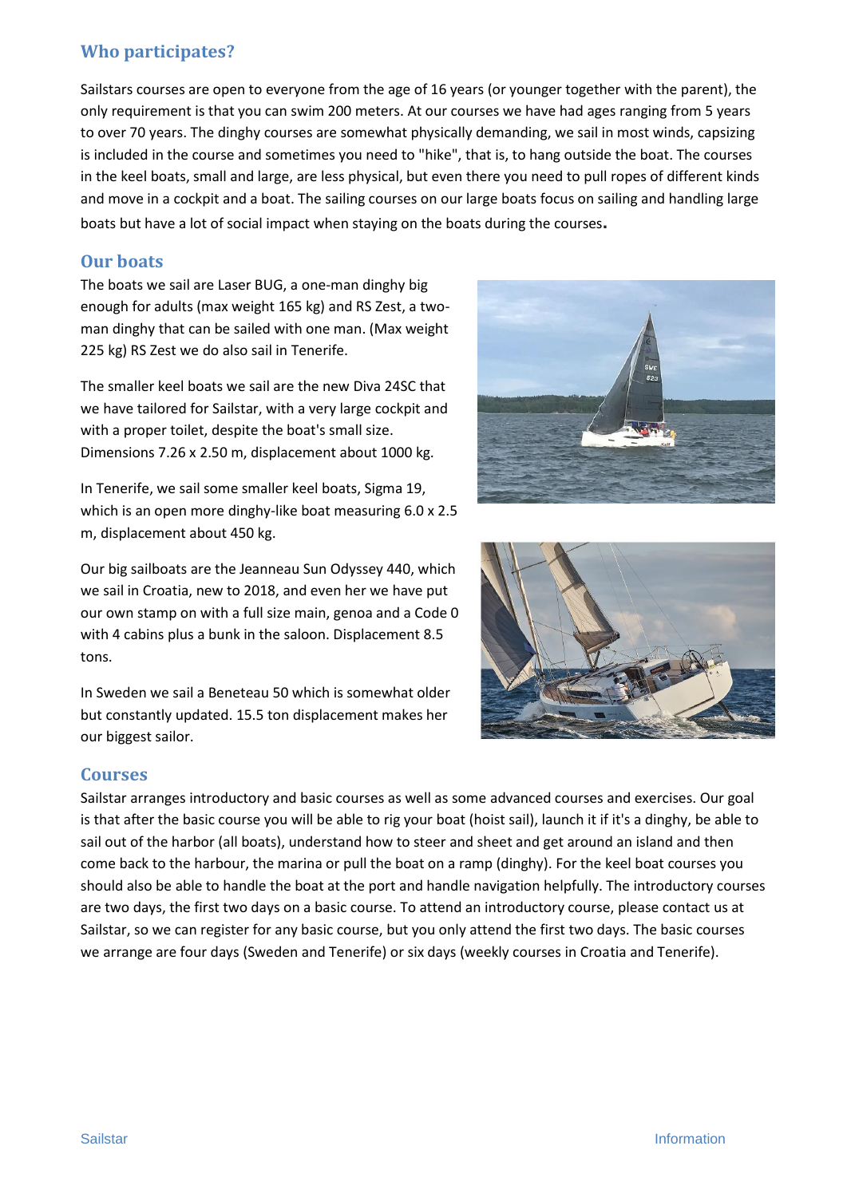## Who participates?

Sailstars courses are open to everyone from the age of 16 years (or younger together with the parent), the only requirement is that you can swim 200 meters. At our courses we have had ages ranging from 5 years to over 70 years. The dinghy courses are somewhat physically demanding, we sail in most winds, capsizing is included in the course and sometimes you need to "hike", that is, to hang outside the boat. The courses in the keel boats, small and large, are less physical, but even there you need to pull ropes of different kinds and move in a cockpit and a boat. The sailing courses on our large boats focus on sailing and handling large boats but have a lot of social impact when staying on the boats during the courses.

## Our boats

The boats we sail are Laser BUG, a one-man dinghy big enough for adults (max weight 165 kg) and RS Zest, a two-man dinghy that can be sailed with one man. (Max weight 225 kg) RS Zest we do also sail in Tenerife.

The smaller keel boats we sail are the new Diva 24SC that we have tailored for Sailstar, with a very large cockpit and with a proper toilet, despite the boat's small size. Dimensions 7.26 x 2.50 m, displacement about 1000 kg.

In Tenerife, we sail some smaller keel boats, Sigma 19, which is an open more dinghy-like boat measuring 6.0 x 2.5 m, displacement about 450 kg.

Our big sailboats are the Jeanneau Sun Odyssey 440, which we sail in Croatia, new to 2018, and even her we have put our own stamp on with a full size main, genoa and a Code 0 with 4 cabins plus a bunk in the saloon. Displacement 8.5 tons.

In Sweden we sail a Beneteau 50 which is somewhat older but constantly updated. 15.5 ton displacement makes her our biggest sailor.

## Courses

Sailstar arranges introductory and basic courses as well as some advanced courses and exercises. Our goal is that after the basic course you will be able to rig your boat (hoist sail), launch it if it's a dinghy, be able to sail out of the harbor (all boats), understand how to steer and sheet and get around an island and then come back to the harbour, the marina or pull the boat on a ramp (dinghy). For the keel boat courses you should also be able to handle the boat at the port and handle navigation helpfully. The introductory courses are two days, the first two days on a basic course. To attend an introductory course, please contact us at Sailstar, so we can register for any basic course, but you only attend the first two days. The basic courses we arrange are four days (Sweden and Tenerife) or six days (weekly courses in Croatia and Tenerife).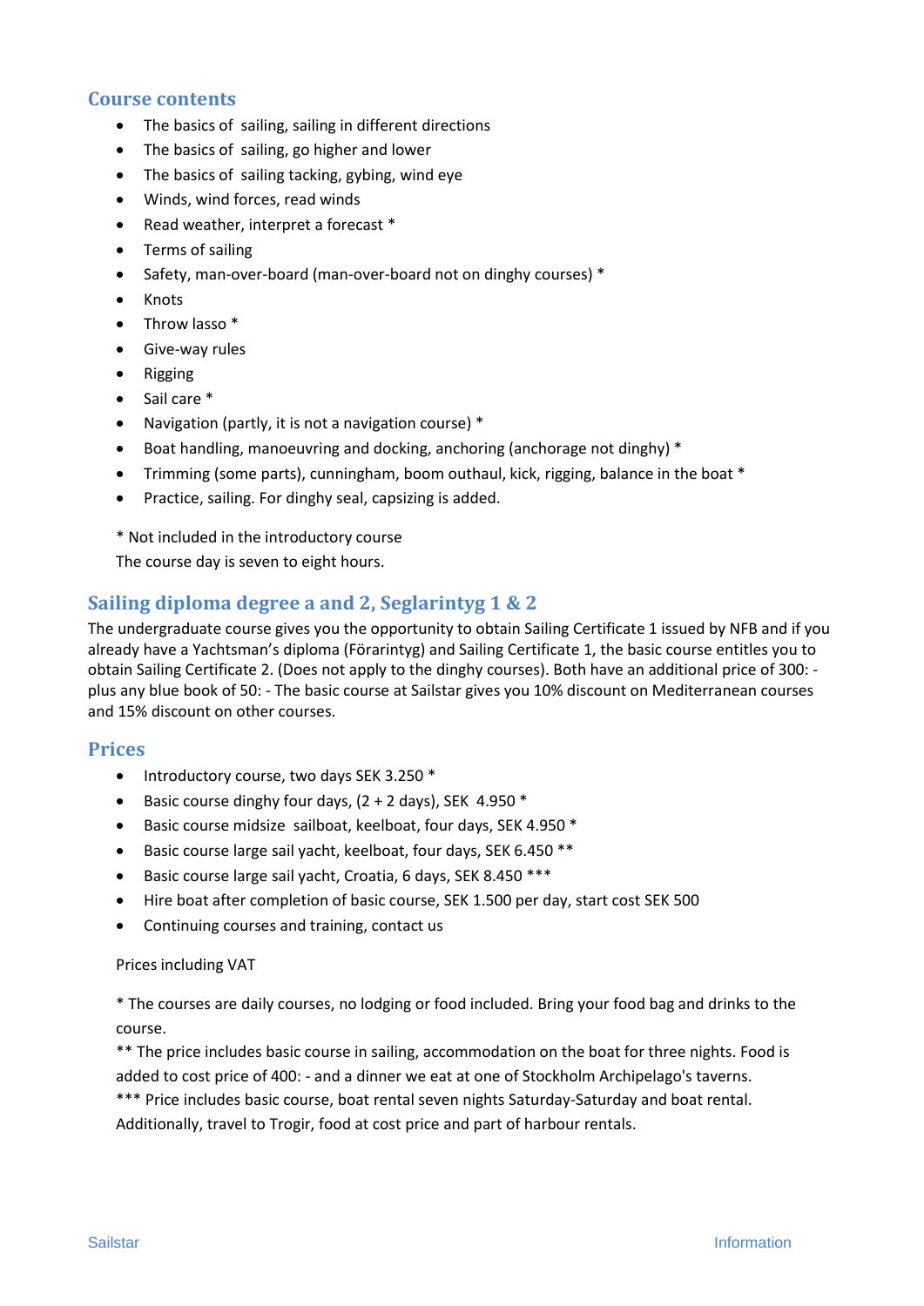## Course contents

- The basics of  sailing, sailing in different directions
- The basics of  sailing, go higher and lower
- The basics of  sailing tacking, gybing, wind eye
- Winds, wind forces, read winds
- Read weather, interpret a forecast *
- Terms of sailing
- Safety, man-over-board (man-over-board not on dinghy courses) *
- Knots
- Throw lasso *
- Give-way rules
- Rigging
- Sail care *
- Navigation (partly, it is not a navigation course) *
- Boat handling, manoeuvring and docking, anchoring (anchorage not dinghy) *
- Trimming (some parts), cunningham, boom outhaul, kick, rigging, balance in the boat *
- Practice, sailing. For dinghy seal, capsizing is added.

\* Not included in the introductory course

The course day is seven to eight hours.

## Sailing diploma degree a and 2, Seglarintyg 1 & 2

The undergraduate course gives you the opportunity to obtain Sailing Certificate 1 issued by NFB and if you already have a Yachtsman's diploma (Förarintyg) and Sailing Certificate 1, the basic course entitles you to obtain Sailing Certificate 2. (Does not apply to the dinghy courses). Both have an additional price of 300: - plus any blue book of 50: - The basic course at Sailstar gives you 10% discount on Mediterranean courses and 15% discount on other courses.

## Prices

- Introductory course, two days SEK 3.250 *
- Basic course dinghy four days, (2 + 2 days), SEK  4.950 *
- Basic course midsize  sailboat, keelboat, four days, SEK 4.950 *
- Basic course large sail yacht, keelboat, four days, SEK 6.450 **
- Basic course large sail yacht, Croatia, 6 days, SEK 8.450 ***
- Hire boat after completion of basic course, SEK 1.500 per day, start cost SEK 500
- Continuing courses and training, contact us

Prices including VAT

\* The courses are daily courses, no lodging or food included. Bring your food bag and drinks to the course.

** The price includes basic course in sailing, accommodation on the boat for three nights. Food is added to cost price of 400: - and a dinner we eat at one of Stockholm Archipelago's taverns.

*** Price includes basic course, boat rental seven nights Saturday-Saturday and boat rental. Additionally, travel to Trogir, food at cost price and part of harbour rentals.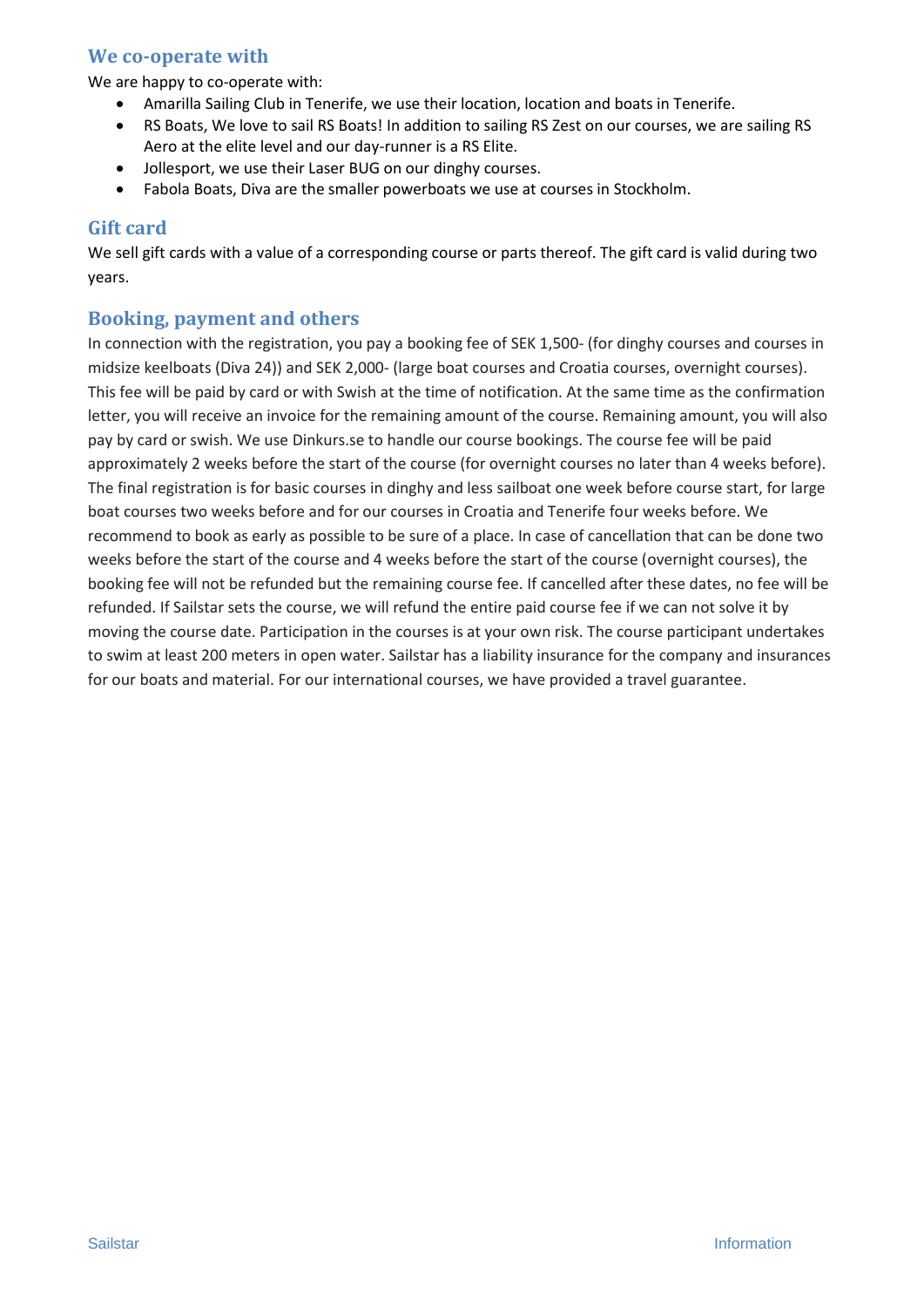## We co-operate with

We are happy to co-operate with:

- Amarilla Sailing Club in Tenerife, we use their location, location and boats in Tenerife.
- RS Boats, We love to sail RS Boats! In addition to sailing RS Zest on our courses, we are sailing RS Aero at the elite level and our day-runner is a RS Elite.
- Jollesport, we use their Laser BUG on our dinghy courses.
- Fabola Boats, Diva are the smaller powerboats we use at courses in Stockholm.

## Gift card

We sell gift cards with a value of a corresponding course or parts thereof. The gift card is valid during two years.

## Booking, payment and others

In connection with the registration, you pay a booking fee of SEK 1,500- (for dinghy courses and courses in midsize keelboats (Diva 24)) and SEK 2,000- (large boat courses and Croatia courses, overnight courses). This fee will be paid by card or with Swish at the time of notification. At the same time as the confirmation letter, you will receive an invoice for the remaining amount of the course. Remaining amount, you will also pay by card or swish. We use Dinkurs.se to handle our course bookings. The course fee will be paid approximately 2 weeks before the start of the course (for overnight courses no later than 4 weeks before). The final registration is for basic courses in dinghy and less sailboat one week before course start, for large boat courses two weeks before and for our courses in Croatia and Tenerife four weeks before. We recommend to book as early as possible to be sure of a place. In case of cancellation that can be done two weeks before the start of the course and 4 weeks before the start of the course (overnight courses), the booking fee will not be refunded but the remaining course fee. If cancelled after these dates, no fee will be refunded. If Sailstar sets the course, we will refund the entire paid course fee if we can not solve it by moving the course date. Participation in the courses is at your own risk. The course participant undertakes to swim at least 200 meters in open water. Sailstar has a liability insurance for the company and insurances for our boats and material. For our international courses, we have provided a travel guarantee.